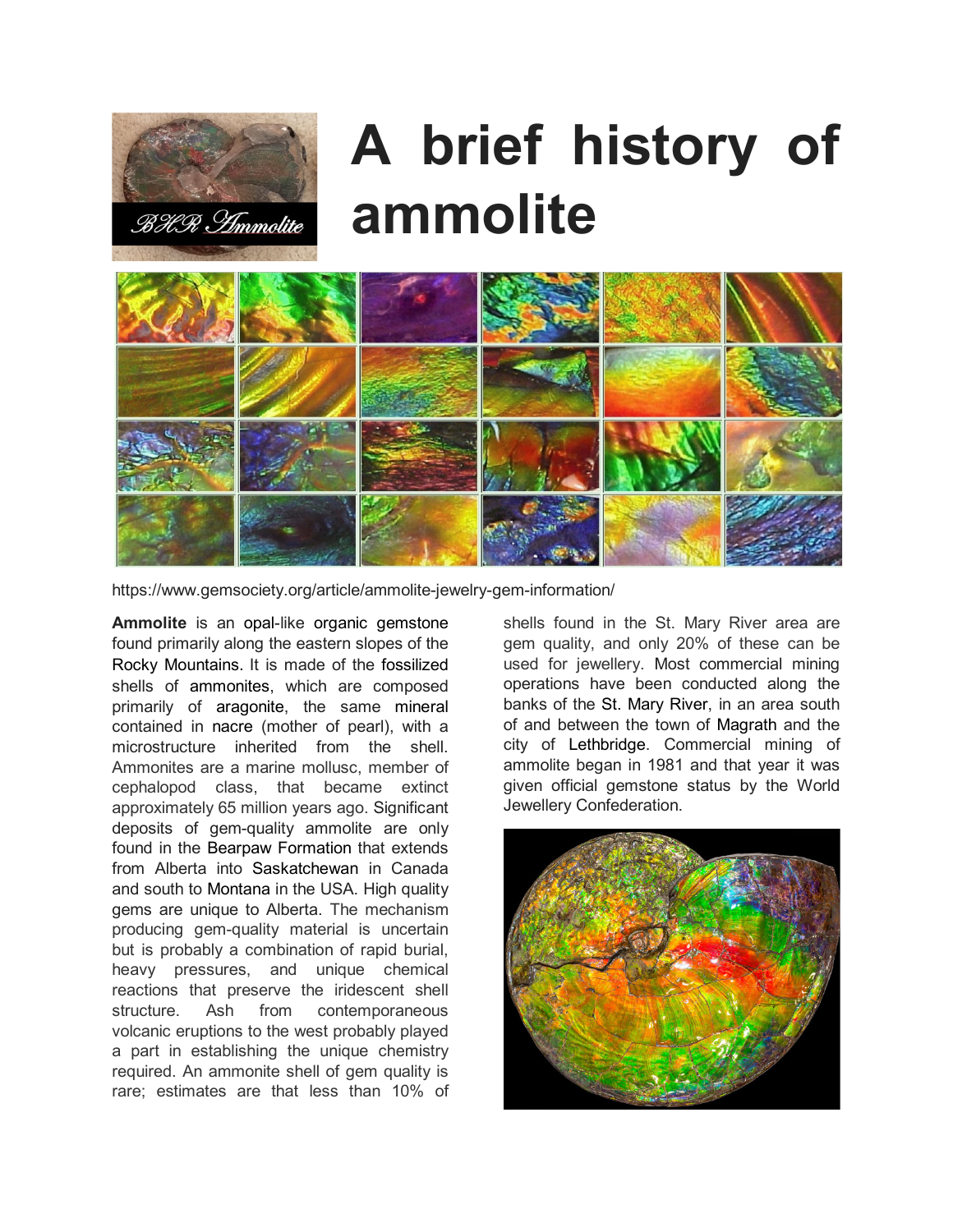# A brief history of ammolite

https://www.gemsociety.org/article/ammolite-jewelry-gem-information/

**Ammolite** is an opal-like organic gemstone found primarily along the eastern slopes of the Rocky Mountains. It is made of the fossilized shells of ammonites, which are composed primarily of aragonite, the same mineral contained in nacre (mother of pearl), with a microstructure inherited from the shell. Ammonites are a marine mollusc, member of cephalopod class, that became extinct approximately 65 million years ago. Significant deposits of gem-quality ammolite are only found in the Bearpaw Formation that extends from Alberta into Saskatchewan in Canada and south to Montana in the USA. High quality gems are unique to Alberta. The mechanism producing gem-quality material is uncertain but is probably a combination of rapid burial, heavy pressures, and unique chemical reactions that preserve the iridescent shell structure. Ash from contemporaneous volcanic eruptions to the west probably played a part in establishing the unique chemistry required. An ammonite shell of gem quality is rare; estimates are that less than 10% of shells found in the St. Mary River area are gem quality, and only 20% of these can be used for jewellery. Most commercial mining operations have been conducted along the banks of the St. Mary River, in an area south of and between the town of Magrath and the city of Lethbridge. Commercial mining of ammolite began in 1981 and that year it was given official gemstone status by the World Jewellery Confederation.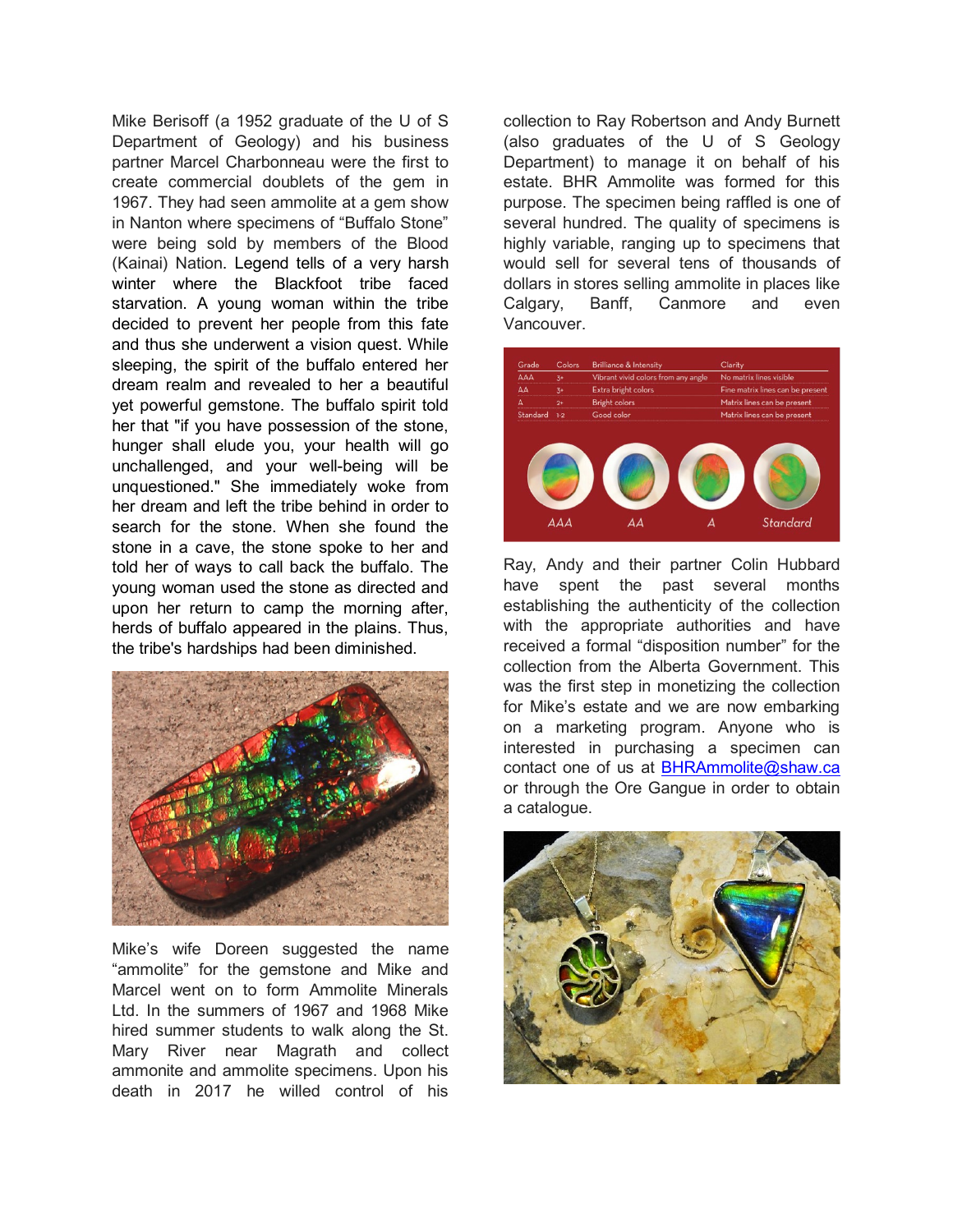Mike Berisoff (a 1952 graduate of the U of S Department of Geology) and his business partner Marcel Charbonneau were the first to create commercial doublets of the gem in 1967. They had seen ammolite at a gem show in Nanton where specimens of "Buffalo Stone" were being sold by members of the Blood (Kainai) Nation. Legend tells of a very harsh winter where the Blackfoot tribe faced starvation. A young woman within the tribe decided to prevent her people from this fate and thus she underwent a vision quest. While sleeping, the spirit of the buffalo entered her dream realm and revealed to her a beautiful yet powerful gemstone. The buffalo spirit told her that "if you have possession of the stone, hunger shall elude you, your health will go unchallenged, and your well-being will be unquestioned." She immediately woke from her dream and left the tribe behind in order to search for the stone. When she found the stone in a cave, the stone spoke to her and told her of ways to call back the buffalo. The young woman used the stone as directed and upon her return to camp the morning after, herds of buffalo appeared in the plains. Thus, the tribe's hardships had been diminished.

Mike's wife Doreen suggested the name "ammolite" for the gemstone and Mike and Marcel went on to form Ammolite Minerals Ltd. In the summers of 1967 and 1968 Mike hired summer students to walk along the St. Mary River near Magrath and collect ammonite and ammolite specimens. Upon his death in 2017 he willed control of his collection to Ray Robertson and Andy Burnett (also graduates of the U of S Geology Department) to manage it on behalf of his estate. BHR Ammolite was formed for this purpose. The specimen being raffled is one of several hundred. The quality of specimens is highly variable, ranging up to specimens that would sell for several tens of thousands of dollars in stores selling ammolite in places like Calgary, Banff, Canmore and even Vancouver.

| Grade | Colors | Brilliance & Intensity | Clarity |
|---|---|---|---|
| AAA | 3+ | Vibrant vivid colors from any angle | No matrix lines visible |
| AA | 3+ | Extra bright colors | Fine matrix lines can be present |
| A | 2+ | Bright colors | Matrix lines can be present |
| Standard | 1-2 | Good color | Matrix lines can be present |

AAA AA A Standard

Ray, Andy and their partner Colin Hubbard have spent the past several months establishing the authenticity of the collection with the appropriate authorities and have received a formal "disposition number" for the collection from the Alberta Government. This was the first step in monetizing the collection for Mike's estate and we are now embarking on a marketing program. Anyone who is interested in purchasing a specimen can contact one of us at BHRAmmolite@shaw.ca or through the Ore Gangue in order to obtain a catalogue.